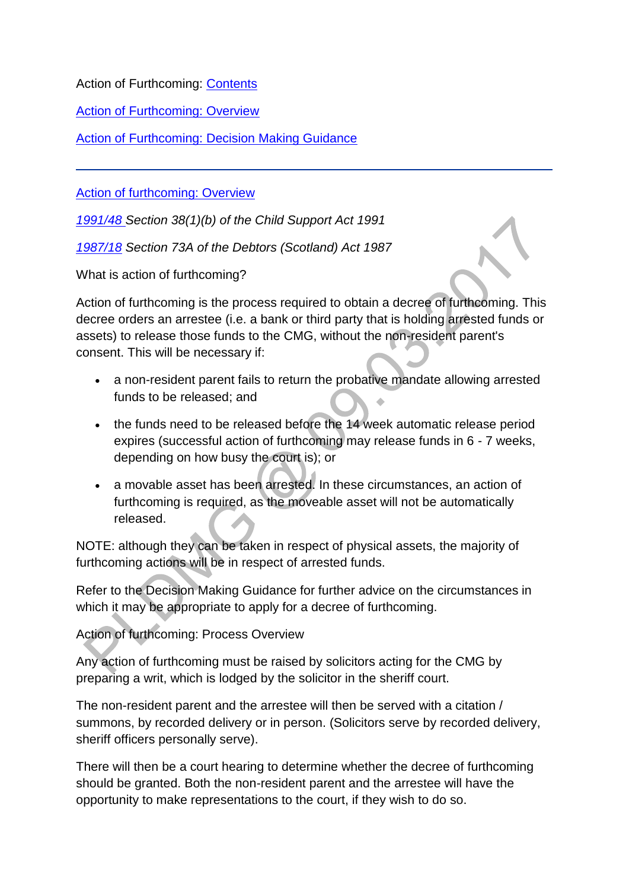Action of Furthcoming: [Contents]

[Action of Furthcoming: Overview]

[Action of Furthcoming: Decision Making Guidance]

---

[Action of furthcoming: Overview]

*[1991/48] Section 38(1)(b) of the Child Support Act 1991*

*[1987/18] Section 73A of the Debtors (Scotland) Act 1987*

What is action of furthcoming?

Action of furthcoming is the process required to obtain a decree of furthcoming. This decree orders an arrestee (i.e. a bank or third party that is holding arrested funds or assets) to release those funds to the CMG, without the non-resident parent's consent. This will be necessary if:

- a non-resident parent fails to return the probative mandate allowing arrested funds to be released; and
- the funds need to be released before the 14 week automatic release period expires (successful action of furthcoming may release funds in 6 - 7 weeks, depending on how busy the court is); or
- a movable asset has been arrested. In these circumstances, an action of furthcoming is required, as the moveable asset will not be automatically released.

NOTE: although they can be taken in respect of physical assets, the majority of furthcoming actions will be in respect of arrested funds.

Refer to the Decision Making Guidance for further advice on the circumstances in which it may be appropriate to apply for a decree of furthcoming.

Action of furthcoming: Process Overview

Any action of furthcoming must be raised by solicitors acting for the CMG by preparing a writ, which is lodged by the solicitor in the sheriff court.

The non-resident parent and the arrestee will then be served with a citation / summons, by recorded delivery or in person. (Solicitors serve by recorded delivery, sheriff officers personally serve).

There will then be a court hearing to determine whether the decree of furthcoming should be granted. Both the non-resident parent and the arrestee will have the opportunity to make representations to the court, if they wish to do so.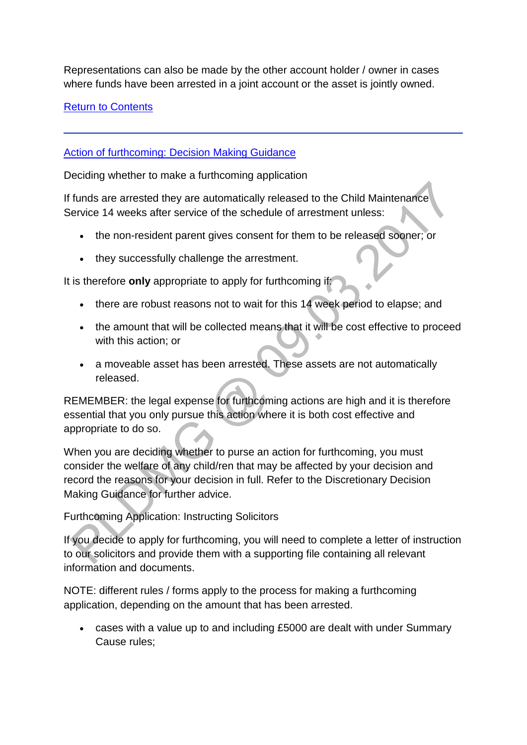Representations can also be made by the other account holder / owner in cases where funds have been arrested in a joint account or the asset is jointly owned.

[Return to Contents]

---

## [Action of furthcoming: Decision Making Guidance]

Deciding whether to make a furthcoming application

If funds are arrested they are automatically released to the Child Maintenance Service 14 weeks after service of the schedule of arrestment unless:

- the non-resident parent gives consent for them to be released sooner; or
- they successfully challenge the arrestment.

It is therefore **only** appropriate to apply for furthcoming if:

- there are robust reasons not to wait for this 14 week period to elapse; and
- the amount that will be collected means that it will be cost effective to proceed with this action; or
- a moveable asset has been arrested. These assets are not automatically released.

REMEMBER: the legal expense for furthcoming actions are high and it is therefore essential that you only pursue this action where it is both cost effective and appropriate to do so.

When you are deciding whether to purse an action for furthcoming, you must consider the welfare of any child/ren that may be affected by your decision and record the reasons for your decision in full. Refer to the Discretionary Decision Making Guidance for further advice.

Furthcoming Application: Instructing Solicitors

If you decide to apply for furthcoming, you will need to complete a letter of instruction to our solicitors and provide them with a supporting file containing all relevant information and documents.

NOTE: different rules / forms apply to the process for making a furthcoming application, depending on the amount that has been arrested.

- cases with a value up to and including £5000 are dealt with under Summary Cause rules;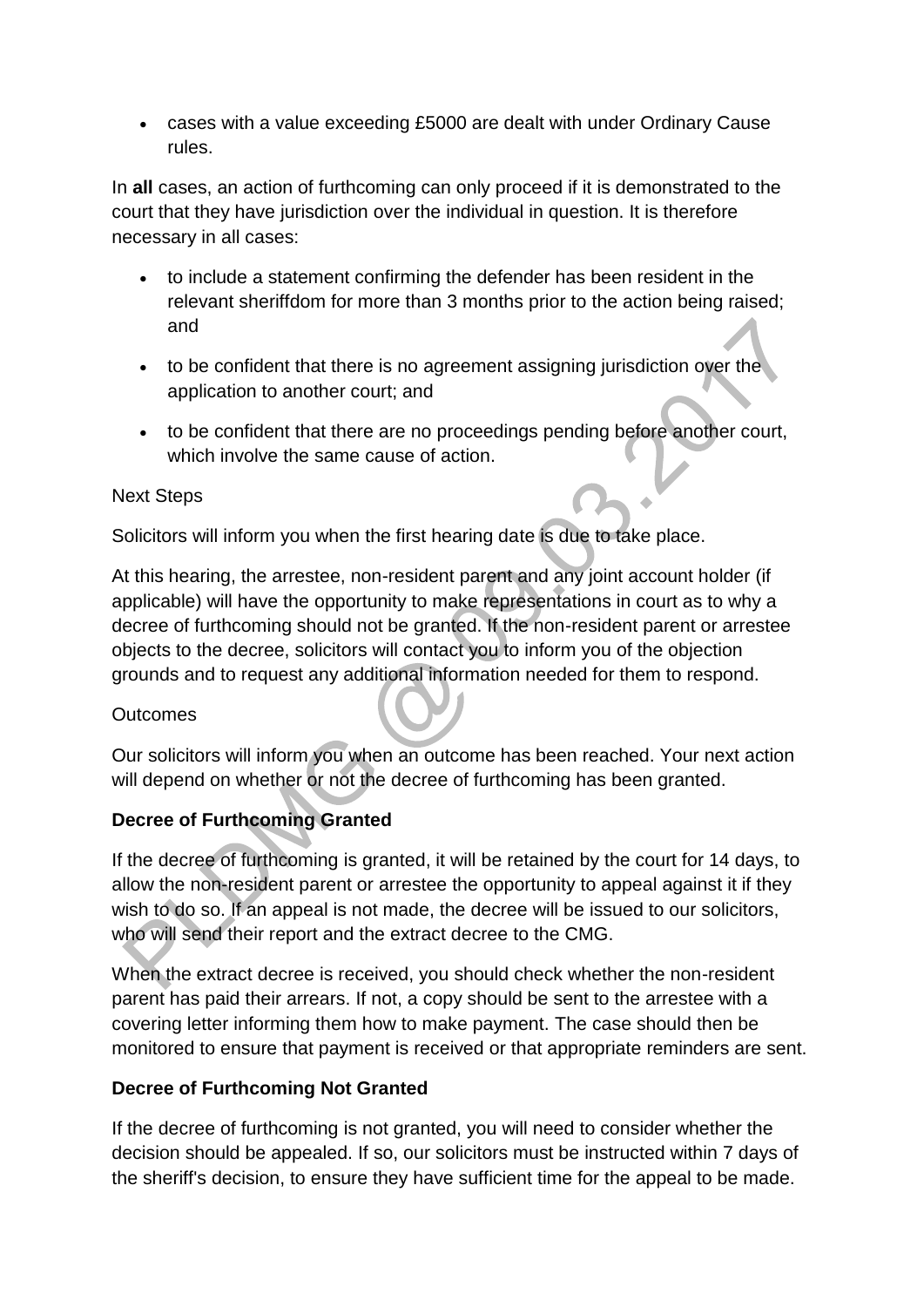- cases with a value exceeding £5000 are dealt with under Ordinary Cause rules.

In **all** cases, an action of furthcoming can only proceed if it is demonstrated to the court that they have jurisdiction over the individual in question. It is therefore necessary in all cases:

- to include a statement confirming the defender has been resident in the relevant sheriffdom for more than 3 months prior to the action being raised; and
- to be confident that there is no agreement assigning jurisdiction over the application to another court; and
- to be confident that there are no proceedings pending before another court, which involve the same cause of action.

Next Steps

Solicitors will inform you when the first hearing date is due to take place.

At this hearing, the arrestee, non-resident parent and any joint account holder (if applicable) will have the opportunity to make representations in court as to why a decree of furthcoming should not be granted. If the non-resident parent or arrestee objects to the decree, solicitors will contact you to inform you of the objection grounds and to request any additional information needed for them to respond.

Outcomes

Our solicitors will inform you when an outcome has been reached. Your next action will depend on whether or not the decree of furthcoming has been granted.

**Decree of Furthcoming Granted**

If the decree of furthcoming is granted, it will be retained by the court for 14 days, to allow the non-resident parent or arrestee the opportunity to appeal against it if they wish to do so. If an appeal is not made, the decree will be issued to our solicitors, who will send their report and the extract decree to the CMG.

When the extract decree is received, you should check whether the non-resident parent has paid their arrears. If not, a copy should be sent to the arrestee with a covering letter informing them how to make payment. The case should then be monitored to ensure that payment is received or that appropriate reminders are sent.

**Decree of Furthcoming Not Granted**

If the decree of furthcoming is not granted, you will need to consider whether the decision should be appealed. If so, our solicitors must be instructed within 7 days of the sheriff's decision, to ensure they have sufficient time for the appeal to be made.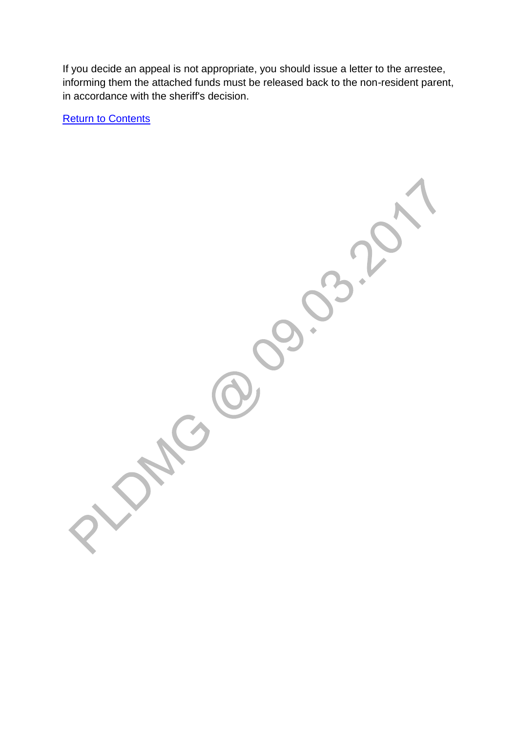If you decide an appeal is not appropriate, you should issue a letter to the arrestee, informing them the attached funds must be released back to the non-resident parent, in accordance with the sheriff's decision.

Return to Contents